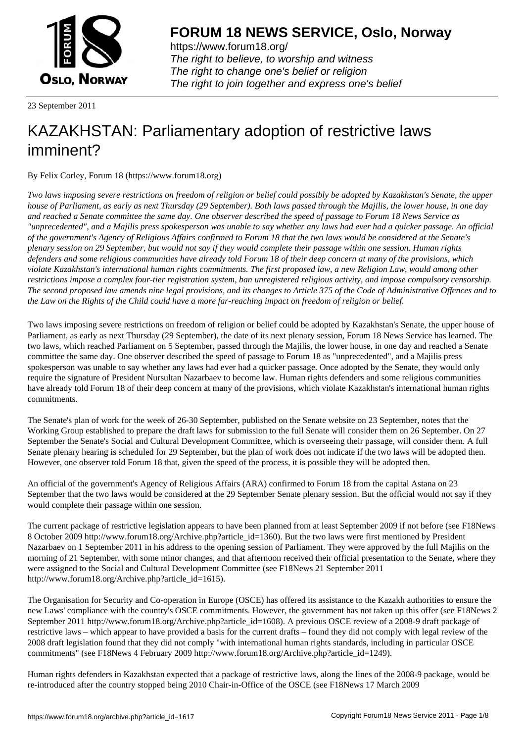# FORUM 18 NEWS SERVICE, Oslo, Norway

https://www.forum18.org/
*The right to believe, to worship and witness*
*The right to change one's belief or religion*
*The right to join together and express one's belief*

23 September 2011

# KAZAKHSTAN: Parliamentary adoption of restrictive laws imminent?

By Felix Corley, Forum 18 (https://www.forum18.org)

*Two laws imposing severe restrictions on freedom of religion or belief could possibly be adopted by Kazakhstan's Senate, the upper house of Parliament, as early as next Thursday (29 September). Both laws passed through the Majilis, the lower house, in one day and reached a Senate committee the same day. One observer described the speed of passage to Forum 18 News Service as "unprecedented", and a Majilis press spokesperson was unable to say whether any laws had ever had a quicker passage. An official of the government's Agency of Religious Affairs confirmed to Forum 18 that the two laws would be considered at the Senate's plenary session on 29 September, but would not say if they would complete their passage within one session. Human rights defenders and some religious communities have already told Forum 18 of their deep concern at many of the provisions, which violate Kazakhstan's international human rights commitments. The first proposed law, a new Religion Law, would among other restrictions impose a complex four-tier registration system, ban unregistered religious activity, and impose compulsory censorship. The second proposed law amends nine legal provisions, and its changes to Article 375 of the Code of Administrative Offences and to the Law on the Rights of the Child could have a more far-reaching impact on freedom of religion or belief.*

Two laws imposing severe restrictions on freedom of religion or belief could be adopted by Kazakhstan's Senate, the upper house of Parliament, as early as next Thursday (29 September), the date of its next plenary session, Forum 18 News Service has learned. The two laws, which reached Parliament on 5 September, passed through the Majilis, the lower house, in one day and reached a Senate committee the same day. One observer described the speed of passage to Forum 18 as "unprecedented", and a Majilis press spokesperson was unable to say whether any laws had ever had a quicker passage. Once adopted by the Senate, they would only require the signature of President Nursultan Nazarbaev to become law. Human rights defenders and some religious communities have already told Forum 18 of their deep concern at many of the provisions, which violate Kazakhstan's international human rights commitments.

The Senate's plan of work for the week of 26-30 September, published on the Senate website on 23 September, notes that the Working Group established to prepare the draft laws for submission to the full Senate will consider them on 26 September. On 27 September the Senate's Social and Cultural Development Committee, which is overseeing their passage, will consider them. A full Senate plenary hearing is scheduled for 29 September, but the plan of work does not indicate if the two laws will be adopted then. However, one observer told Forum 18 that, given the speed of the process, it is possible they will be adopted then.

An official of the government's Agency of Religious Affairs (ARA) confirmed to Forum 18 from the capital Astana on 23 September that the two laws would be considered at the 29 September Senate plenary session. But the official would not say if they would complete their passage within one session.

The current package of restrictive legislation appears to have been planned from at least September 2009 if not before (see F18News 8 October 2009 http://www.forum18.org/Archive.php?article_id=1360). But the two laws were first mentioned by President Nazarbaev on 1 September 2011 in his address to the opening session of Parliament. They were approved by the full Majilis on the morning of 21 September, with some minor changes, and that afternoon received their official presentation to the Senate, where they were assigned to the Social and Cultural Development Committee (see F18News 21 September 2011 http://www.forum18.org/Archive.php?article_id=1615).

The Organisation for Security and Co-operation in Europe (OSCE) has offered its assistance to the Kazakh authorities to ensure the new Laws' compliance with the country's OSCE commitments. However, the government has not taken up this offer (see F18News 2 September 2011 http://www.forum18.org/Archive.php?article_id=1608). A previous OSCE review of a 2008-9 draft package of restrictive laws – which appear to have provided a basis for the current drafts – found they did not comply with legal review of the 2008 draft legislation found that they did not comply "with international human rights standards, including in particular OSCE commitments" (see F18News 4 February 2009 http://www.forum18.org/Archive.php?article_id=1249).

Human rights defenders in Kazakhstan expected that a package of restrictive laws, along the lines of the 2008-9 package, would be re-introduced after the country stopped being 2010 Chair-in-Office of the OSCE (see F18News 17 March 2009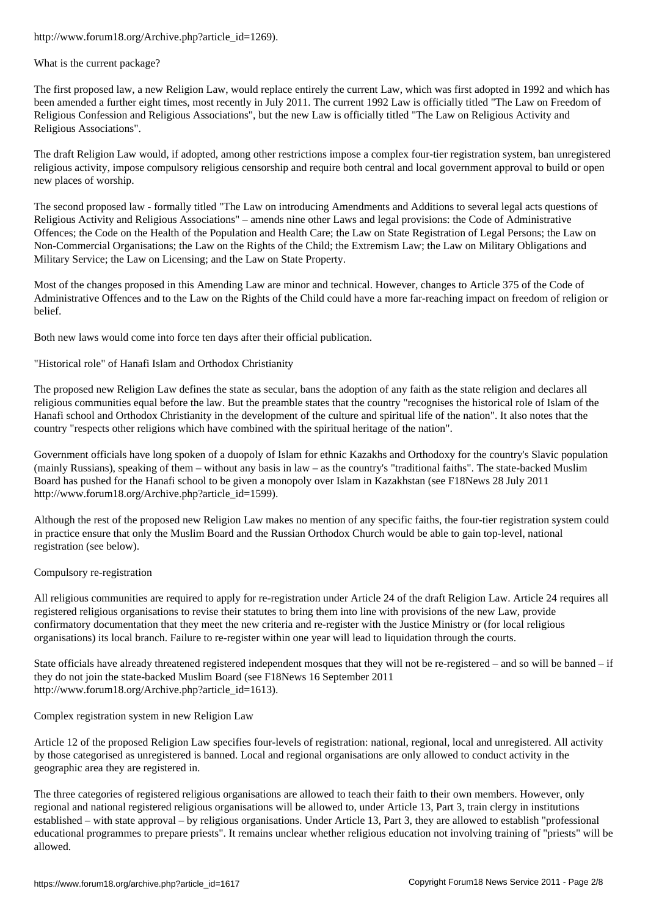http://www.forum18.org/Archive.php?article_id=1269).

What is the current package?

The first proposed law, a new Religion Law, would replace entirely the current Law, which was first adopted in 1992 and which has been amended a further eight times, most recently in July 2011. The current 1992 Law is officially titled "The Law on Freedom of Religious Confession and Religious Associations", but the new Law is officially titled "The Law on Religious Activity and Religious Associations".

The draft Religion Law would, if adopted, among other restrictions impose a complex four-tier registration system, ban unregistered religious activity, impose compulsory religious censorship and require both central and local government approval to build or open new places of worship.

The second proposed law - formally titled "The Law on introducing Amendments and Additions to several legal acts questions of Religious Activity and Religious Associations" – amends nine other Laws and legal provisions: the Code of Administrative Offences; the Code on the Health of the Population and Health Care; the Law on State Registration of Legal Persons; the Law on Non-Commercial Organisations; the Law on the Rights of the Child; the Extremism Law; the Law on Military Obligations and Military Service; the Law on Licensing; and the Law on State Property.

Most of the changes proposed in this Amending Law are minor and technical. However, changes to Article 375 of the Code of Administrative Offences and to the Law on the Rights of the Child could have a more far-reaching impact on freedom of religion or belief.

Both new laws would come into force ten days after their official publication.

"Historical role" of Hanafi Islam and Orthodox Christianity

The proposed new Religion Law defines the state as secular, bans the adoption of any faith as the state religion and declares all religious communities equal before the law. But the preamble states that the country "recognises the historical role of Islam of the Hanafi school and Orthodox Christianity in the development of the culture and spiritual life of the nation". It also notes that the country "respects other religions which have combined with the spiritual heritage of the nation".

Government officials have long spoken of a duopoly of Islam for ethnic Kazakhs and Orthodoxy for the country's Slavic population (mainly Russians), speaking of them – without any basis in law – as the country's "traditional faiths". The state-backed Muslim Board has pushed for the Hanafi school to be given a monopoly over Islam in Kazakhstan (see F18News 28 July 2011 http://www.forum18.org/Archive.php?article_id=1599).

Although the rest of the proposed new Religion Law makes no mention of any specific faiths, the four-tier registration system could in practice ensure that only the Muslim Board and the Russian Orthodox Church would be able to gain top-level, national registration (see below).

Compulsory re-registration

All religious communities are required to apply for re-registration under Article 24 of the draft Religion Law. Article 24 requires all registered religious organisations to revise their statutes to bring them into line with provisions of the new Law, provide confirmatory documentation that they meet the new criteria and re-register with the Justice Ministry or (for local religious organisations) its local branch. Failure to re-register within one year will lead to liquidation through the courts.

State officials have already threatened registered independent mosques that they will not be re-registered – and so will be banned – if they do not join the state-backed Muslim Board (see F18News 16 September 2011 http://www.forum18.org/Archive.php?article_id=1613).

Complex registration system in new Religion Law

Article 12 of the proposed Religion Law specifies four-levels of registration: national, regional, local and unregistered. All activity by those categorised as unregistered is banned. Local and regional organisations are only allowed to conduct activity in the geographic area they are registered in.

The three categories of registered religious organisations are allowed to teach their faith to their own members. However, only regional and national registered religious organisations will be allowed to, under Article 13, Part 3, train clergy in institutions established – with state approval – by religious organisations. Under Article 13, Part 3, they are allowed to establish "professional educational programmes to prepare priests". It remains unclear whether religious education not involving training of "priests" will be allowed.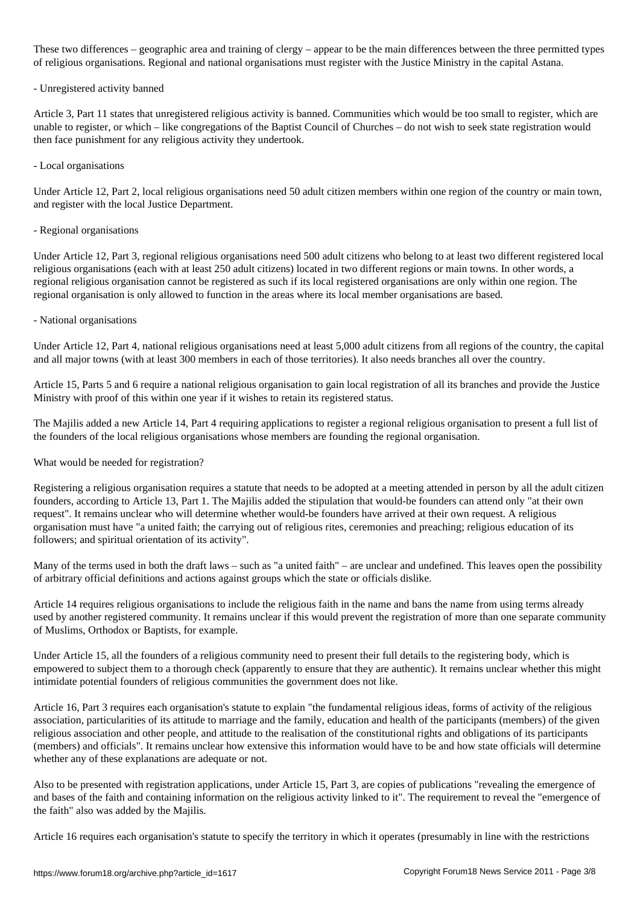These two differences – geographic area and training of clergy – appear to be the main differences between the three permitted types of religious organisations. Regional and national organisations must register with the Justice Ministry in the capital Astana.

- Unregistered activity banned

Article 3, Part 11 states that unregistered religious activity is banned. Communities which would be too small to register, which are unable to register, or which – like congregations of the Baptist Council of Churches – do not wish to seek state registration would then face punishment for any religious activity they undertook.

- Local organisations

Under Article 12, Part 2, local religious organisations need 50 adult citizen members within one region of the country or main town, and register with the local Justice Department.

- Regional organisations

Under Article 12, Part 3, regional religious organisations need 500 adult citizens who belong to at least two different registered local religious organisations (each with at least 250 adult citizens) located in two different regions or main towns. In other words, a regional religious organisation cannot be registered as such if its local registered organisations are only within one region. The regional organisation is only allowed to function in the areas where its local member organisations are based.

- National organisations

Under Article 12, Part 4, national religious organisations need at least 5,000 adult citizens from all regions of the country, the capital and all major towns (with at least 300 members in each of those territories). It also needs branches all over the country.

Article 15, Parts 5 and 6 require a national religious organisation to gain local registration of all its branches and provide the Justice Ministry with proof of this within one year if it wishes to retain its registered status.

The Majilis added a new Article 14, Part 4 requiring applications to register a regional religious organisation to present a full list of the founders of the local religious organisations whose members are founding the regional organisation.

What would be needed for registration?

Registering a religious organisation requires a statute that needs to be adopted at a meeting attended in person by all the adult citizen founders, according to Article 13, Part 1. The Majilis added the stipulation that would-be founders can attend only "at their own request". It remains unclear who will determine whether would-be founders have arrived at their own request. A religious organisation must have "a united faith; the carrying out of religious rites, ceremonies and preaching; religious education of its followers; and spiritual orientation of its activity".

Many of the terms used in both the draft laws – such as "a united faith" – are unclear and undefined. This leaves open the possibility of arbitrary official definitions and actions against groups which the state or officials dislike.

Article 14 requires religious organisations to include the religious faith in the name and bans the name from using terms already used by another registered community. It remains unclear if this would prevent the registration of more than one separate community of Muslims, Orthodox or Baptists, for example.

Under Article 15, all the founders of a religious community need to present their full details to the registering body, which is empowered to subject them to a thorough check (apparently to ensure that they are authentic). It remains unclear whether this might intimidate potential founders of religious communities the government does not like.

Article 16, Part 3 requires each organisation's statute to explain "the fundamental religious ideas, forms of activity of the religious association, particularities of its attitude to marriage and the family, education and health of the participants (members) of the given religious association and other people, and attitude to the realisation of the constitutional rights and obligations of its participants (members) and officials". It remains unclear how extensive this information would have to be and how state officials will determine whether any of these explanations are adequate or not.

Also to be presented with registration applications, under Article 15, Part 3, are copies of publications "revealing the emergence of and bases of the faith and containing information on the religious activity linked to it". The requirement to reveal the "emergence of the faith" also was added by the Majilis.

Article 16 requires each organisation's statute to specify the territory in which it operates (presumably in line with the restrictions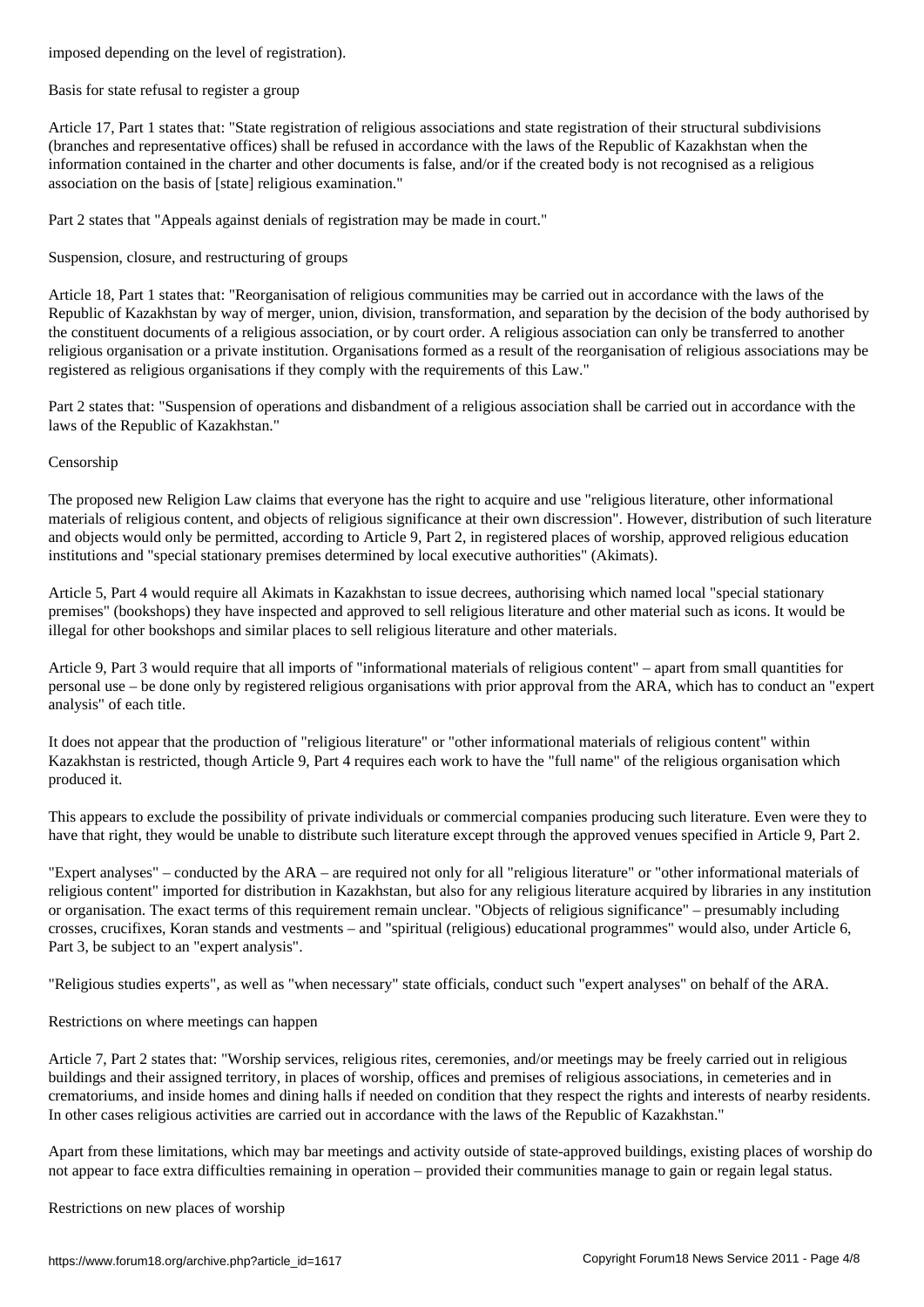imposed depending on the level of registration).

Basis for state refusal to register a group

Article 17, Part 1 states that: "State registration of religious associations and state registration of their structural subdivisions (branches and representative offices) shall be refused in accordance with the laws of the Republic of Kazakhstan when the information contained in the charter and other documents is false, and/or if the created body is not recognised as a religious association on the basis of [state] religious examination."

Part 2 states that "Appeals against denials of registration may be made in court."

Suspension, closure, and restructuring of groups

Article 18, Part 1 states that: "Reorganisation of religious communities may be carried out in accordance with the laws of the Republic of Kazakhstan by way of merger, union, division, transformation, and separation by the decision of the body authorised by the constituent documents of a religious association, or by court order. A religious association can only be transferred to another religious organisation or a private institution. Organisations formed as a result of the reorganisation of religious associations may be registered as religious organisations if they comply with the requirements of this Law."

Part 2 states that: "Suspension of operations and disbandment of a religious association shall be carried out in accordance with the laws of the Republic of Kazakhstan."

Censorship

The proposed new Religion Law claims that everyone has the right to acquire and use "religious literature, other informational materials of religious content, and objects of religious significance at their own discression". However, distribution of such literature and objects would only be permitted, according to Article 9, Part 2, in registered places of worship, approved religious education institutions and "special stationary premises determined by local executive authorities" (Akimats).

Article 5, Part 4 would require all Akimats in Kazakhstan to issue decrees, authorising which named local "special stationary premises" (bookshops) they have inspected and approved to sell religious literature and other material such as icons. It would be illegal for other bookshops and similar places to sell religious literature and other materials.

Article 9, Part 3 would require that all imports of "informational materials of religious content" – apart from small quantities for personal use – be done only by registered religious organisations with prior approval from the ARA, which has to conduct an "expert analysis" of each title.

It does not appear that the production of "religious literature" or "other informational materials of religious content" within Kazakhstan is restricted, though Article 9, Part 4 requires each work to have the "full name" of the religious organisation which produced it.

This appears to exclude the possibility of private individuals or commercial companies producing such literature. Even were they to have that right, they would be unable to distribute such literature except through the approved venues specified in Article 9, Part 2.

"Expert analyses" – conducted by the ARA – are required not only for all "religious literature" or "other informational materials of religious content" imported for distribution in Kazakhstan, but also for any religious literature acquired by libraries in any institution or organisation. The exact terms of this requirement remain unclear. "Objects of religious significance" – presumably including crosses, crucifixes, Koran stands and vestments – and "spiritual (religious) educational programmes" would also, under Article 6, Part 3, be subject to an "expert analysis".

"Religious studies experts", as well as "when necessary" state officials, conduct such "expert analyses" on behalf of the ARA.

Restrictions on where meetings can happen

Article 7, Part 2 states that: "Worship services, religious rites, ceremonies, and/or meetings may be freely carried out in religious buildings and their assigned territory, in places of worship, offices and premises of religious associations, in cemeteries and in crematoriums, and inside homes and dining halls if needed on condition that they respect the rights and interests of nearby residents. In other cases religious activities are carried out in accordance with the laws of the Republic of Kazakhstan."

Apart from these limitations, which may bar meetings and activity outside of state-approved buildings, existing places of worship do not appear to face extra difficulties remaining in operation – provided their communities manage to gain or regain legal status.

Restrictions on new places of worship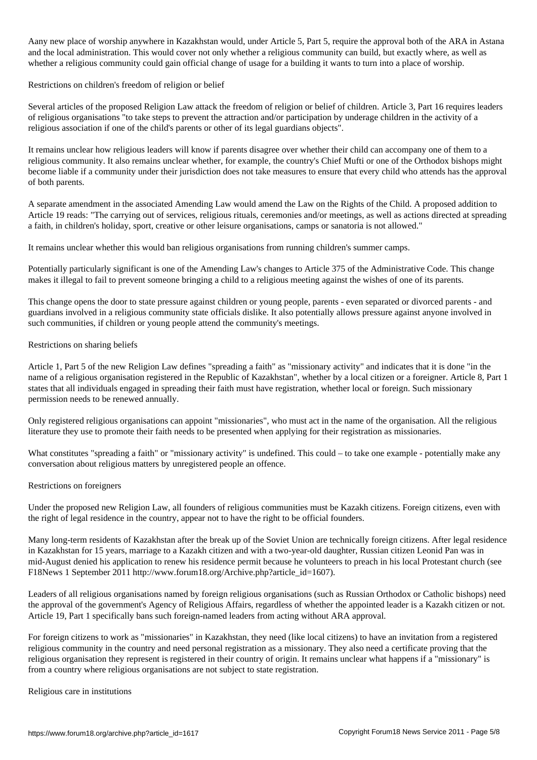Aany new place of worship anywhere in Kazakhstan would, under Article 5, Part 5, require the approval both of the ARA in Astana and the local administration. This would cover not only whether a religious community can build, but exactly where, as well as whether a religious community could gain official change of usage for a building it wants to turn into a place of worship.

Restrictions on children's freedom of religion or belief

Several articles of the proposed Religion Law attack the freedom of religion or belief of children. Article 3, Part 16 requires leaders of religious organisations "to take steps to prevent the attraction and/or participation by underage children in the activity of a religious association if one of the child's parents or other of its legal guardians objects".

It remains unclear how religious leaders will know if parents disagree over whether their child can accompany one of them to a religious community. It also remains unclear whether, for example, the country's Chief Mufti or one of the Orthodox bishops might become liable if a community under their jurisdiction does not take measures to ensure that every child who attends has the approval of both parents.

A separate amendment in the associated Amending Law would amend the Law on the Rights of the Child. A proposed addition to Article 19 reads: "The carrying out of services, religious rituals, ceremonies and/or meetings, as well as actions directed at spreading a faith, in children's holiday, sport, creative or other leisure organisations, camps or sanatoria is not allowed."

It remains unclear whether this would ban religious organisations from running children's summer camps.

Potentially particularly significant is one of the Amending Law's changes to Article 375 of the Administrative Code. This change makes it illegal to fail to prevent someone bringing a child to a religious meeting against the wishes of one of its parents.

This change opens the door to state pressure against children or young people, parents - even separated or divorced parents - and guardians involved in a religious community state officials dislike. It also potentially allows pressure against anyone involved in such communities, if children or young people attend the community's meetings.

Restrictions on sharing beliefs

Article 1, Part 5 of the new Religion Law defines "spreading a faith" as "missionary activity" and indicates that it is done "in the name of a religious organisation registered in the Republic of Kazakhstan", whether by a local citizen or a foreigner. Article 8, Part 1 states that all individuals engaged in spreading their faith must have registration, whether local or foreign. Such missionary permission needs to be renewed annually.

Only registered religious organisations can appoint "missionaries", who must act in the name of the organisation. All the religious literature they use to promote their faith needs to be presented when applying for their registration as missionaries.

What constitutes "spreading a faith" or "missionary activity" is undefined. This could – to take one example - potentially make any conversation about religious matters by unregistered people an offence.

Restrictions on foreigners

Under the proposed new Religion Law, all founders of religious communities must be Kazakh citizens. Foreign citizens, even with the right of legal residence in the country, appear not to have the right to be official founders.

Many long-term residents of Kazakhstan after the break up of the Soviet Union are technically foreign citizens. After legal residence in Kazakhstan for 15 years, marriage to a Kazakh citizen and with a two-year-old daughter, Russian citizen Leonid Pan was in mid-August denied his application to renew his residence permit because he volunteers to preach in his local Protestant church (see F18News 1 September 2011 http://www.forum18.org/Archive.php?article_id=1607).

Leaders of all religious organisations named by foreign religious organisations (such as Russian Orthodox or Catholic bishops) need the approval of the government's Agency of Religious Affairs, regardless of whether the appointed leader is a Kazakh citizen or not. Article 19, Part 1 specifically bans such foreign-named leaders from acting without ARA approval.

For foreign citizens to work as "missionaries" in Kazakhstan, they need (like local citizens) to have an invitation from a registered religious community in the country and need personal registration as a missionary. They also need a certificate proving that the religious organisation they represent is registered in their country of origin. It remains unclear what happens if a "missionary" is from a country where religious organisations are not subject to state registration.

Religious care in institutions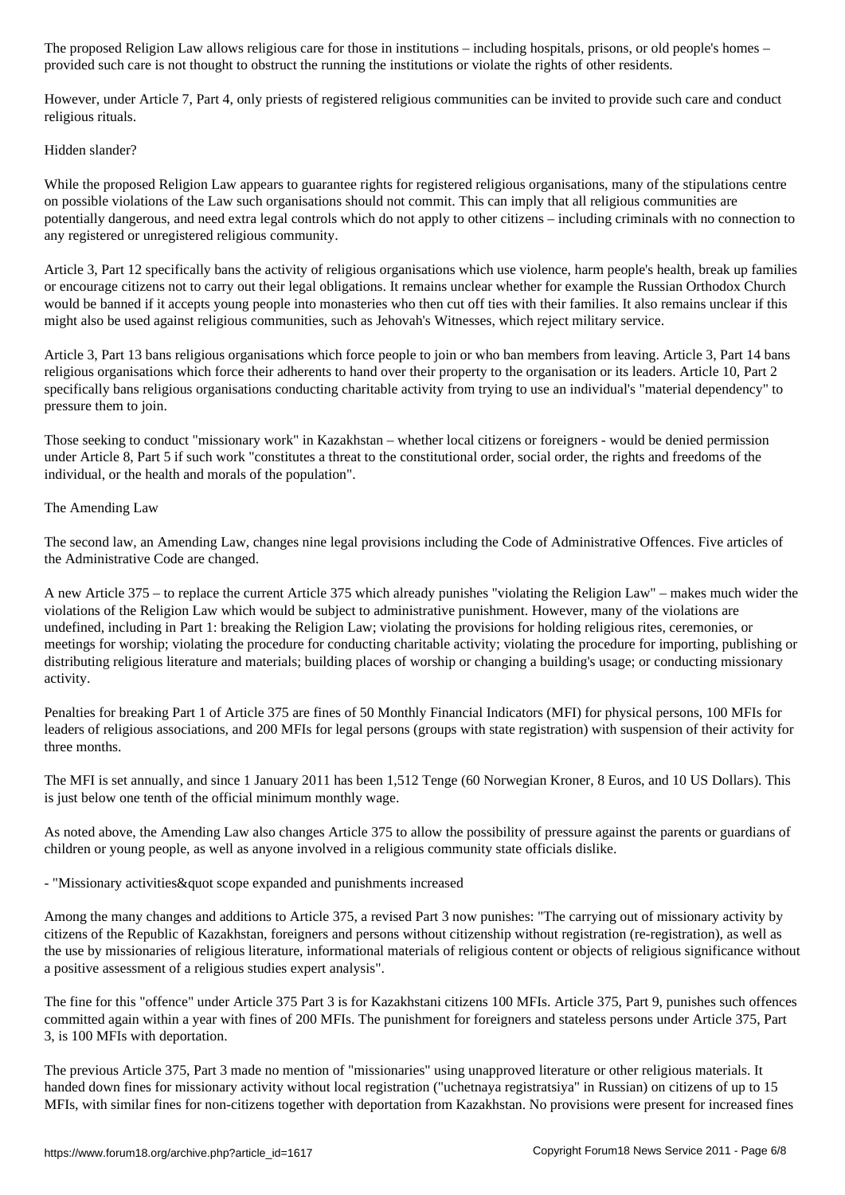The proposed Religion Law allows religious care for those in institutions – including hospitals, prisons, or old people's homes – provided such care is not thought to obstruct the running the institutions or violate the rights of other residents.

However, under Article 7, Part 4, only priests of registered religious communities can be invited to provide such care and conduct religious rituals.

## Hidden slander?

While the proposed Religion Law appears to guarantee rights for registered religious organisations, many of the stipulations centre on possible violations of the Law such organisations should not commit. This can imply that all religious communities are potentially dangerous, and need extra legal controls which do not apply to other citizens – including criminals with no connection to any registered or unregistered religious community.

Article 3, Part 12 specifically bans the activity of religious organisations which use violence, harm people's health, break up families or encourage citizens not to carry out their legal obligations. It remains unclear whether for example the Russian Orthodox Church would be banned if it accepts young people into monasteries who then cut off ties with their families. It also remains unclear if this might also be used against religious communities, such as Jehovah's Witnesses, which reject military service.

Article 3, Part 13 bans religious organisations which force people to join or who ban members from leaving. Article 3, Part 14 bans religious organisations which force their adherents to hand over their property to the organisation or its leaders. Article 10, Part 2 specifically bans religious organisations conducting charitable activity from trying to use an individual's "material dependency" to pressure them to join.

Those seeking to conduct "missionary work" in Kazakhstan – whether local citizens or foreigners - would be denied permission under Article 8, Part 5 if such work "constitutes a threat to the constitutional order, social order, the rights and freedoms of the individual, or the health and morals of the population".

## The Amending Law

The second law, an Amending Law, changes nine legal provisions including the Code of Administrative Offences. Five articles of the Administrative Code are changed.

A new Article 375 – to replace the current Article 375 which already punishes "violating the Religion Law" – makes much wider the violations of the Religion Law which would be subject to administrative punishment. However, many of the violations are undefined, including in Part 1: breaking the Religion Law; violating the provisions for holding religious rites, ceremonies, or meetings for worship; violating the procedure for conducting charitable activity; violating the procedure for importing, publishing or distributing religious literature and materials; building places of worship or changing a building's usage; or conducting missionary activity.

Penalties for breaking Part 1 of Article 375 are fines of 50 Monthly Financial Indicators (MFI) for physical persons, 100 MFIs for leaders of religious associations, and 200 MFIs for legal persons (groups with state registration) with suspension of their activity for three months.

The MFI is set annually, and since 1 January 2011 has been 1,512 Tenge (60 Norwegian Kroner, 8 Euros, and 10 US Dollars). This is just below one tenth of the official minimum monthly wage.

As noted above, the Amending Law also changes Article 375 to allow the possibility of pressure against the parents or guardians of children or young people, as well as anyone involved in a religious community state officials dislike.

- "Missionary activities&quot scope expanded and punishments increased

Among the many changes and additions to Article 375, a revised Part 3 now punishes: "The carrying out of missionary activity by citizens of the Republic of Kazakhstan, foreigners and persons without citizenship without registration (re-registration), as well as the use by missionaries of religious literature, informational materials of religious content or objects of religious significance without a positive assessment of a religious studies expert analysis".

The fine for this "offence" under Article 375 Part 3 is for Kazakhstani citizens 100 MFIs. Article 375, Part 9, punishes such offences committed again within a year with fines of 200 MFIs. The punishment for foreigners and stateless persons under Article 375, Part 3, is 100 MFIs with deportation.

The previous Article 375, Part 3 made no mention of "missionaries" using unapproved literature or other religious materials. It handed down fines for missionary activity without local registration ("uchetnaya registratsiya" in Russian) on citizens of up to 15 MFIs, with similar fines for non-citizens together with deportation from Kazakhstan. No provisions were present for increased fines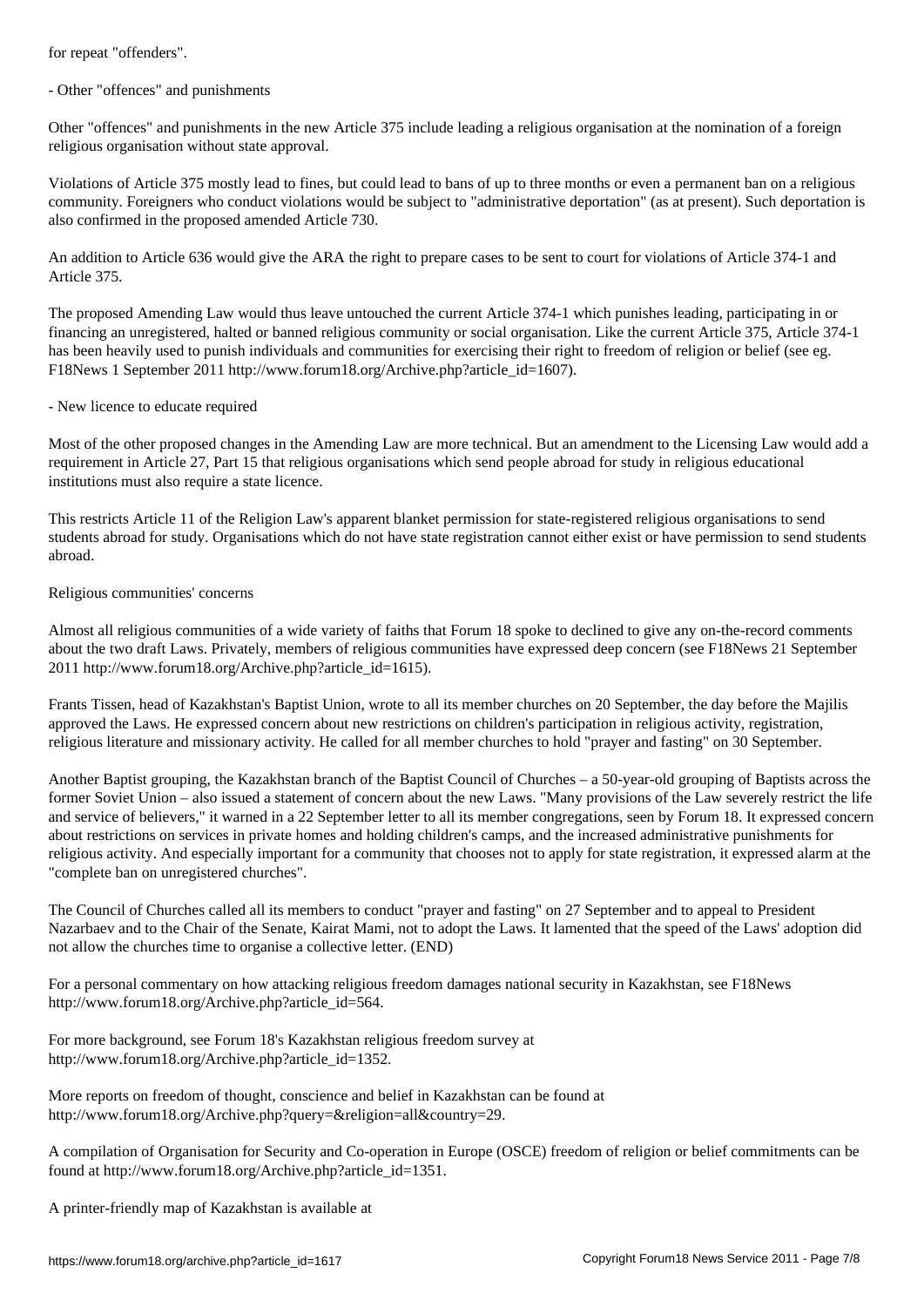for repeat "offenders".

- Other "offences" and punishments

Other "offences" and punishments in the new Article 375 include leading a religious organisation at the nomination of a foreign religious organisation without state approval.

Violations of Article 375 mostly lead to fines, but could lead to bans of up to three months or even a permanent ban on a religious community. Foreigners who conduct violations would be subject to "administrative deportation" (as at present). Such deportation is also confirmed in the proposed amended Article 730.

An addition to Article 636 would give the ARA the right to prepare cases to be sent to court for violations of Article 374-1 and Article 375.

The proposed Amending Law would thus leave untouched the current Article 374-1 which punishes leading, participating in or financing an unregistered, halted or banned religious community or social organisation. Like the current Article 375, Article 374-1 has been heavily used to punish individuals and communities for exercising their right to freedom of religion or belief (see eg. F18News 1 September 2011 http://www.forum18.org/Archive.php?article_id=1607).

- New licence to educate required

Most of the other proposed changes in the Amending Law are more technical. But an amendment to the Licensing Law would add a requirement in Article 27, Part 15 that religious organisations which send people abroad for study in religious educational institutions must also require a state licence.

This restricts Article 11 of the Religion Law's apparent blanket permission for state-registered religious organisations to send students abroad for study. Organisations which do not have state registration cannot either exist or have permission to send students abroad.

Religious communities' concerns

Almost all religious communities of a wide variety of faiths that Forum 18 spoke to declined to give any on-the-record comments about the two draft Laws. Privately, members of religious communities have expressed deep concern (see F18News 21 September 2011 http://www.forum18.org/Archive.php?article_id=1615).

Frants Tissen, head of Kazakhstan's Baptist Union, wrote to all its member churches on 20 September, the day before the Majilis approved the Laws. He expressed concern about new restrictions on children's participation in religious activity, registration, religious literature and missionary activity. He called for all member churches to hold "prayer and fasting" on 30 September.

Another Baptist grouping, the Kazakhstan branch of the Baptist Council of Churches – a 50-year-old grouping of Baptists across the former Soviet Union – also issued a statement of concern about the new Laws. "Many provisions of the Law severely restrict the life and service of believers," it warned in a 22 September letter to all its member congregations, seen by Forum 18. It expressed concern about restrictions on services in private homes and holding children's camps, and the increased administrative punishments for religious activity. And especially important for a community that chooses not to apply for state registration, it expressed alarm at the "complete ban on unregistered churches".

The Council of Churches called all its members to conduct "prayer and fasting" on 27 September and to appeal to President Nazarbaev and to the Chair of the Senate, Kairat Mami, not to adopt the Laws. It lamented that the speed of the Laws' adoption did not allow the churches time to organise a collective letter. (END)

For a personal commentary on how attacking religious freedom damages national security in Kazakhstan, see F18News http://www.forum18.org/Archive.php?article_id=564.

For more background, see Forum 18's Kazakhstan religious freedom survey at http://www.forum18.org/Archive.php?article_id=1352.

More reports on freedom of thought, conscience and belief in Kazakhstan can be found at http://www.forum18.org/Archive.php?query=&religion=all&country=29.

A compilation of Organisation for Security and Co-operation in Europe (OSCE) freedom of religion or belief commitments can be found at http://www.forum18.org/Archive.php?article_id=1351.

A printer-friendly map of Kazakhstan is available at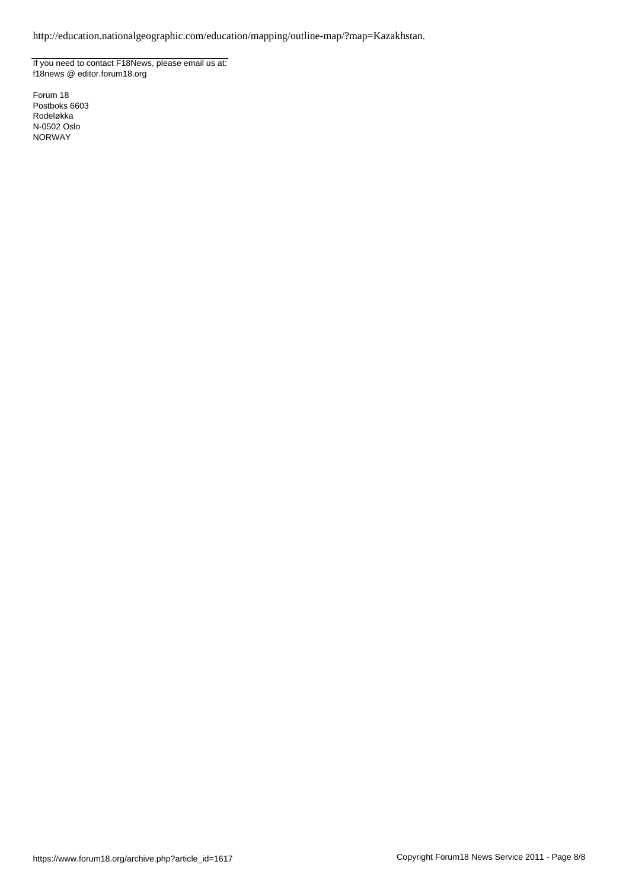http://education.nationalgeographic.com/education/mapping/outline-map/?map=Kazakhstan.

If you need to contact F18News, please email us at:
f18news @ editor.forum18.org

Forum 18
Postboks 6603
Rodeløkka
N-0502 Oslo
NORWAY